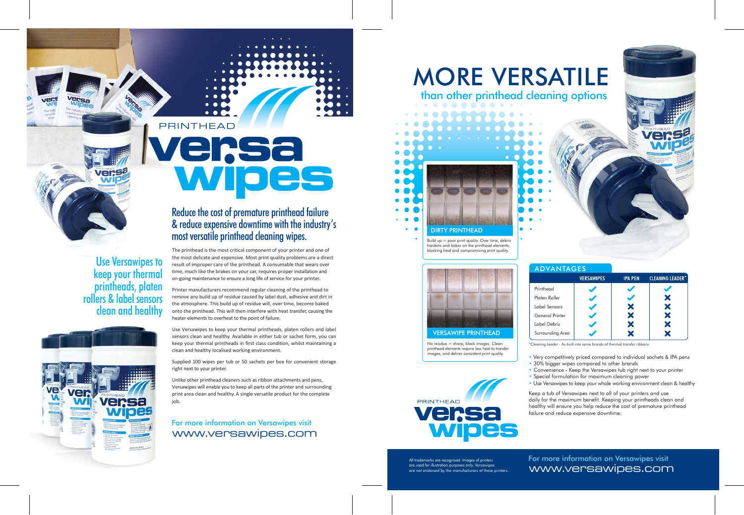# PRINTHEAD versa wipes

## Reduce the cost of premature printhead failure & reduce expensive downtime with the industry's most versatile printhead cleaning wipes.

### Use Versawipes to keep your thermal printheads, platen rollers & label sensors clean and healthy

The printhead is the most critical component of your printer and one of the most delicate and expensive. Most print quality problems are a direct result of improper care of the printhead. A consumable that wears over time, much like the brakes on your car, requires proper installation and on-going maintenance to ensure a long life of service for your printer.

Printer manufacturers recommend regular cleaning of the printhead to remove any build up of residue caused by label dust, adhesive and dirt in the atmosphere. This build up of residue will, over time, become baked onto the printhead. This will then interfere with heat transfer, causing the heater elements to overheat to the point of failure.

Use Versawipes to keep your thermal printheads, platen rollers and label sensors clean and healthy. Available in either tub or sachet form, you can keep your thermal printheads in first class condition, whilst maintaining a clean and healthy localised working environment.

Supplied 100 wipes per tub or 50 sachets per box for convenient storage right next to your printer.

Unlike other printhead cleaners such as ribbon attachments and pens, Versawipes will enable you to keep all parts of the printer and surrounding print area clean and healthy. A single versatile product for the complete job.

For more information on Versawipes visit
www.versawipes.com

# MORE VERSATILE

## than other printhead cleaning options

**DIRTY PRINTHEAD**

Build up = poor print quality. Over time, debris hardens and bakes on the printhead elements, blocking heat and compromising print quality.

**VERSAWIPE PRINTHEAD**

No residue = sharp, black images. Clean printhead elements require less heat to transfer images, and deliver consistent print quality.

### ADVANTAGES

| | VERSAWIPES | IPA PEN | CLEANING LEADER* |
|---|---|---|---|
| Printhead | ✔ | ✔ | ✔ |
| Platen Roller | ✔ | ✔ | ✘ |
| Label Sensors | ✔ | ✘ | ✘ |
| General Printer | ✔ | ✘ | ✘ |
| Label Debris | ✔ | ✘ | ✘ |
| Surrounding Area | ✔ | ✘ | ✘ |

*Cleaning Leader - As built into some brands of thermal transfer ribbons.

- Very competitively priced compared to individual sachets & IPA pens
- 30% bigger wipes compared to other brands
- Convenience - Keep the Versawipes tub right next to your printer
- Special formulation for maximum cleaning power
- Use Versawipes to keep your whole working environment clean & healthy

Keep a tub of Versawipes next to all of your printers and use daily for the maximum benefit. Keeping your printheads clean and healthy will ensure you help reduce the cost of premature printhead failure and reduce expensive downtime.

PRINTHEAD versa wipes

All trademarks are recognised. Images of printers are used for illustration purposes only. Versawipes are not endorsed by the manufacturers of these printers.

For more information on Versawipes visit
www.versawipes.com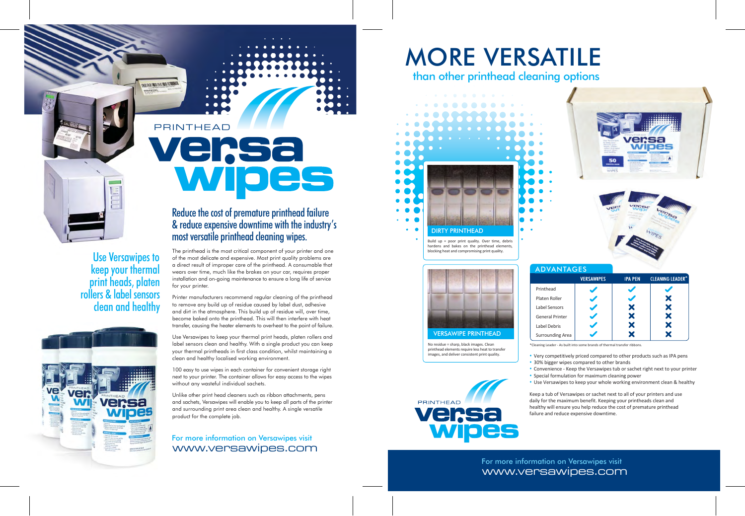PRINTHEAD

# versa wipes

## Reduce the cost of premature printhead failure & reduce expensive downtime with the industry's most versatile printhead cleaning wipes.

Use Versawipes to keep your thermal print heads, platen rollers & label sensors clean and healthy

The printhead is the most critical component of your printer and one of the most delicate and expensive. Most print quality problems are a direct result of improper care of the printhead. A consumable that wears over time, much like the brakes on your car, requires proper installation and on-going maintenance to ensure a long life of service for your printer.

Printer manufacturers recommend regular cleaning of the printhead to remove any build up of residue caused by label dust, adhesive and dirt in the atmosphere. This build up of residue will, over time, become baked onto the printhead. This will then interfere with heat transfer, causing the heater elements to overheat to the point of failure.

Use Versawipes to keep your thermal print heads, platen rollers and label sensors clean and healthy. With a single product you can keep your thermal printheads in first class condition, whilst maintaining a clean and healthy localised working environment.

100 easy to use wipes in each container for convenient storage right next to your printer. The container allows for easy access to the wipes without any wasteful individual sachets.

Unlike other print head cleaners such as ribbon attachments, pens and sachets, Versawipes will enable you to keep all parts of the printer and surrounding print area clean and healthy. A single versatile product for the complete job.

For more information on Versawipes visit
www.versawipes.com

# MORE VERSATILE

## than other printhead cleaning options

**DIRTY PRINTHEAD**

Build up = poor print quality. Over time, debris hardens and bakes on the printhead elements, blocking heat and compromising print quality.

**VERSAWIPE PRINTHEAD**

No residue = sharp, black images. Clean printhead elements require less heat to transfer images, and deliver consistent print quality.

## ADVANTAGES

| | VERSAWIPES | IPA PEN | CLEANING LEADER* |
|---|---|---|---|
| Printhead | ✔ | ✔ | ✔ |
| Platen Roller | ✔ | ✔ | ✘ |
| Label Sensors | ✔ | ✘ | ✘ |
| General Printer | ✔ | ✘ | ✘ |
| Label Debris | ✔ | ✘ | ✘ |
| Surrounding Area | ✔ | ✘ | ✘ |

*Cleaning Leader - As built into some brands of thermal transfer ribbons.

- Very competitively priced compared to other products such as IPA pens
- 30% bigger wipes compared to other brands
- Convenience - Keep the Versawipes tub or sachet right next to your printer
- Special formulation for maximum cleaning power
- Use Versawipes to keep your whole working environment clean & healthy

Keep a tub of Versawipes or sachet next to all of your printers and use daily for the maximum benefit. Keeping your printheads clean and healthy will ensure you help reduce the cost of premature printhead failure and reduce expensive downtime.

PRINTHEAD

versa wipes

For more information on Versawipes visit
www.versawipes.com